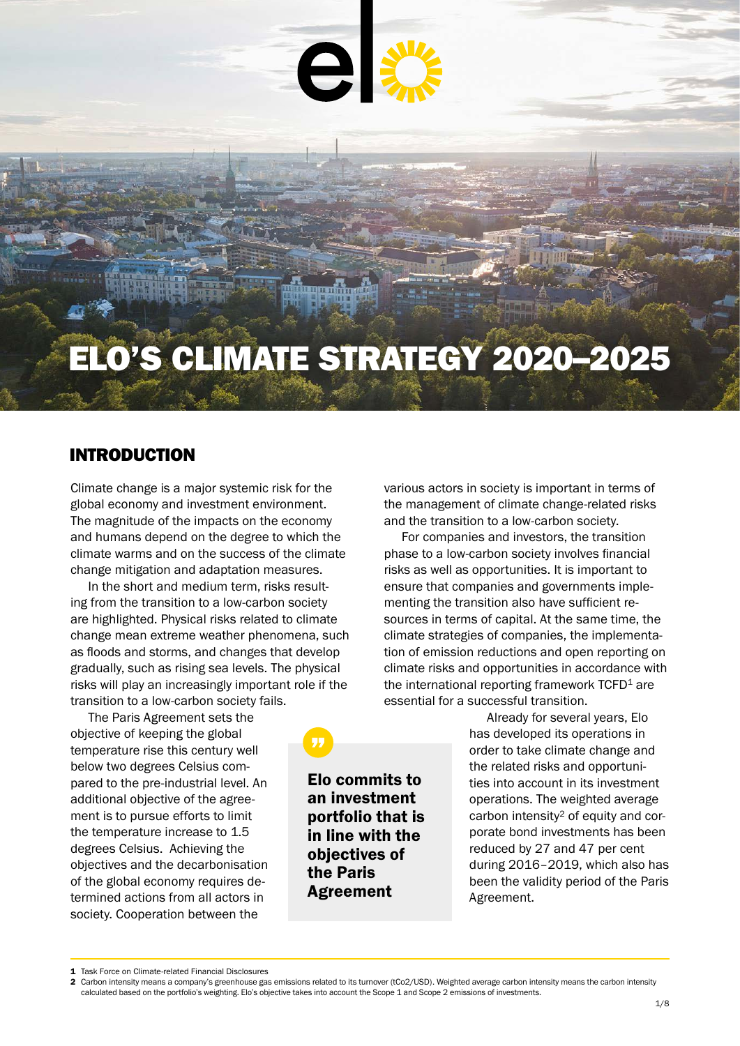# ELO'S CLIMATE STRATEGY 2020–2025

## INTRODUCTION

Climate change is a major systemic risk for the global economy and investment environment. The magnitude of the impacts on the economy and humans depend on the degree to which the climate warms and on the success of the climate change mitigation and adaptation measures.

In the short and medium term, risks resulting from the transition to a low-carbon society are highlighted. Physical risks related to climate change mean extreme weather phenomena, such as floods and storms, and changes that develop gradually, such as rising sea levels. The physical risks will play an increasingly important role if the transition to a low-carbon society fails.

The Paris Agreement sets the objective of keeping the global temperature rise this century well below two degrees Celsius compared to the pre-industrial level. An additional objective of the agreement is to pursue efforts to limit the temperature increase to 1.5 degrees Celsius. Achieving the objectives and the decarbonisation of the global economy requires determined actions from all actors in society. Cooperation between the various actors in society is important in terms of the management of climate change-related risks and the transition to a low-carbon society.

For companies and investors, the transition phase to a low-carbon society involves financial risks as well as opportunities. It is important to ensure that companies and governments implementing the transition also have sufficient resources in terms of capital. At the same time, the climate strategies of companies, the implementation of emission reductions and open reporting on climate risks and opportunities in accordance with the international reporting framework TCFD[1] are essential for a successful transition.

> **Elo commits to an investment portfolio that is in line with the objectives of the Paris Agreement**

Already for several years, Elo has developed its operations in order to take climate change and the related risks and opportunities into account in its investment operations. The weighted average carbon intensity[2] of equity and corporate bond investments has been reduced by 27 and 47 per cent during 2016–2019, which also has been the validity period of the Paris Agreement.

---

1 Task Force on Climate-related Financial Disclosures

2 Carbon intensity means a company's greenhouse gas emissions related to its turnover (tCo2/USD). Weighted average carbon intensity means the carbon intensity calculated based on the portfolio's weighting. Elo's objective takes into account the Scope 1 and Scope 2 emissions of investments.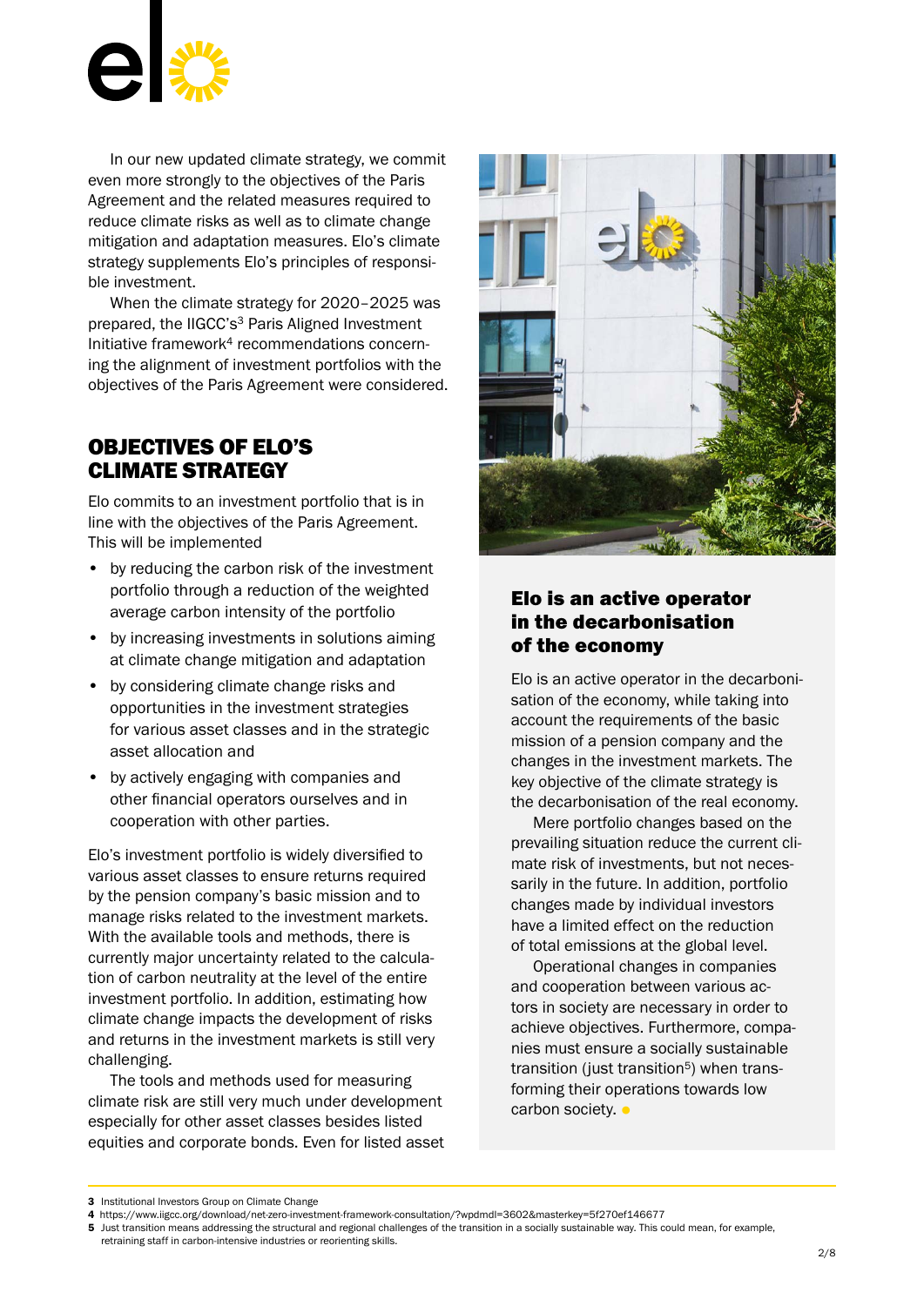In our new updated climate strategy, we commit even more strongly to the objectives of the Paris Agreement and the related measures required to reduce climate risks as well as to climate change mitigation and adaptation measures. Elo's climate strategy supplements Elo's principles of responsible investment.

When the climate strategy for 2020–2025 was prepared, the IIGCC's[3] Paris Aligned Investment Initiative framework[4] recommendations concerning the alignment of investment portfolios with the objectives of the Paris Agreement were considered.

## OBJECTIVES OF ELO'S CLIMATE STRATEGY

Elo commits to an investment portfolio that is in line with the objectives of the Paris Agreement. This will be implemented

- by reducing the carbon risk of the investment portfolio through a reduction of the weighted average carbon intensity of the portfolio
- by increasing investments in solutions aiming at climate change mitigation and adaptation
- by considering climate change risks and opportunities in the investment strategies for various asset classes and in the strategic asset allocation and
- by actively engaging with companies and other financial operators ourselves and in cooperation with other parties.

Elo's investment portfolio is widely diversified to various asset classes to ensure returns required by the pension company's basic mission and to manage risks related to the investment markets. With the available tools and methods, there is currently major uncertainty related to the calculation of carbon neutrality at the level of the entire investment portfolio. In addition, estimating how climate change impacts the development of risks and returns in the investment markets is still very challenging.

The tools and methods used for measuring climate risk are still very much under development especially for other asset classes besides listed equities and corporate bonds. Even for listed asset

### Elo is an active operator in the decarbonisation of the economy

Elo is an active operator in the decarbonisation of the economy, while taking into account the requirements of the basic mission of a pension company and the changes in the investment markets. The key objective of the climate strategy is the decarbonisation of the real economy.

Mere portfolio changes based on the prevailing situation reduce the current climate risk of investments, but not necessarily in the future. In addition, portfolio changes made by individual investors have a limited effect on the reduction of total emissions at the global level.

Operational changes in companies and cooperation between various actors in society are necessary in order to achieve objectives. Furthermore, companies must ensure a socially sustainable transition (just transition[5]) when transforming their operations towards low carbon society.

---

[3] Institutional Investors Group on Climate Change

[4] https://www.iigcc.org/download/net-zero-investment-framework-consultation/?wpdmdl=3602&masterkey=5f270ef146677

[5] Just transition means addressing the structural and regional challenges of the transition in a socially sustainable way. This could mean, for example, retraining staff in carbon-intensive industries or reorienting skills.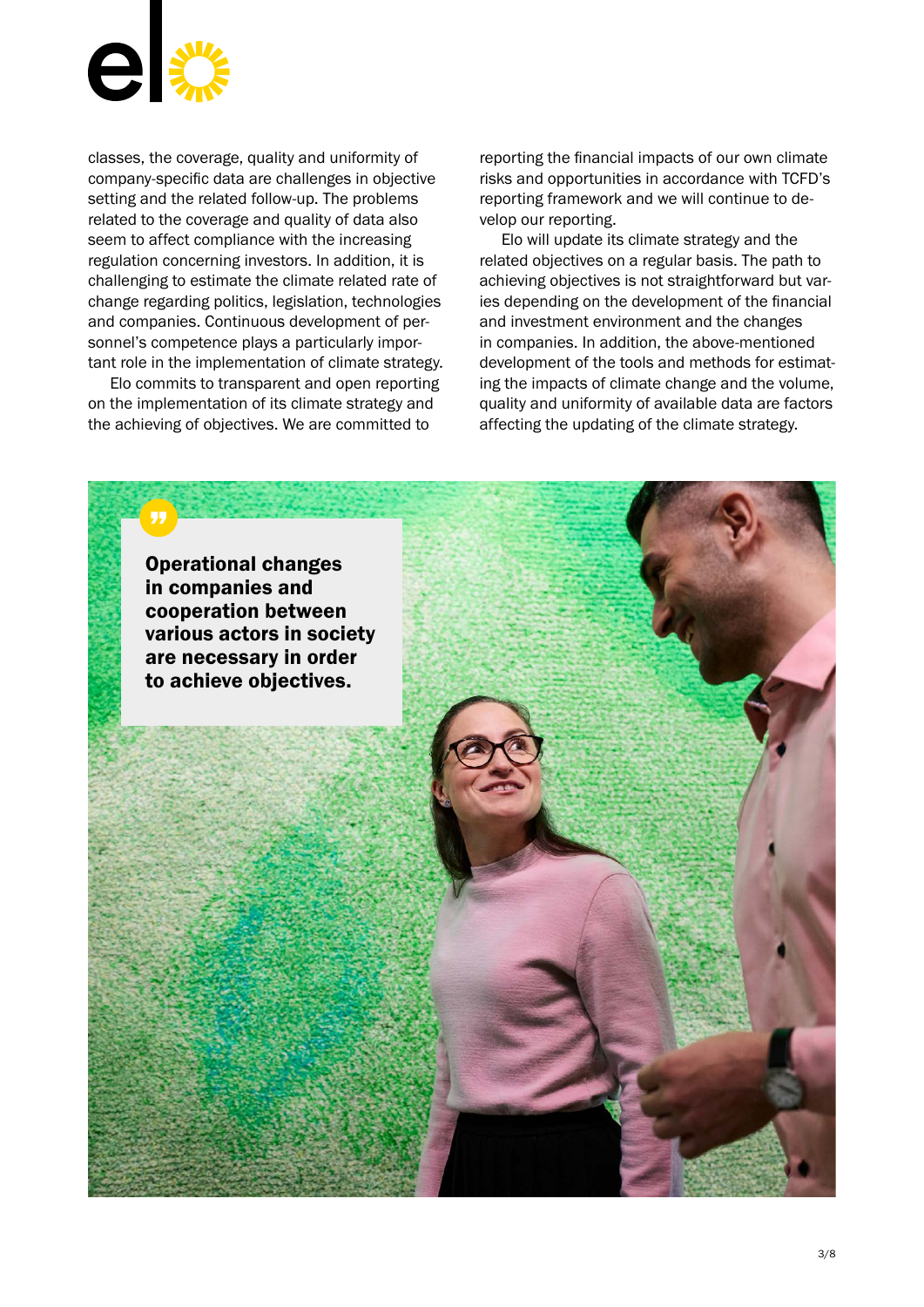classes, the coverage, quality and uniformity of company-specific data are challenges in objective setting and the related follow-up. The problems related to the coverage and quality of data also seem to affect compliance with the increasing regulation concerning investors. In addition, it is challenging to estimate the climate related rate of change regarding politics, legislation, technologies and companies. Continuous development of personnel's competence plays a particularly important role in the implementation of climate strategy.

Elo commits to transparent and open reporting on the implementation of its climate strategy and the achieving of objectives. We are committed to reporting the financial impacts of our own climate risks and opportunities in accordance with TCFD's reporting framework and we will continue to develop our reporting.

Elo will update its climate strategy and the related objectives on a regular basis. The path to achieving objectives is not straightforward but varies depending on the development of the financial and investment environment and the changes in companies. In addition, the above-mentioned development of the tools and methods for estimating the impacts of climate change and the volume, quality and uniformity of available data are factors affecting the updating of the climate strategy.

> **Operational changes in companies and cooperation between various actors in society are necessary in order to achieve objectives.**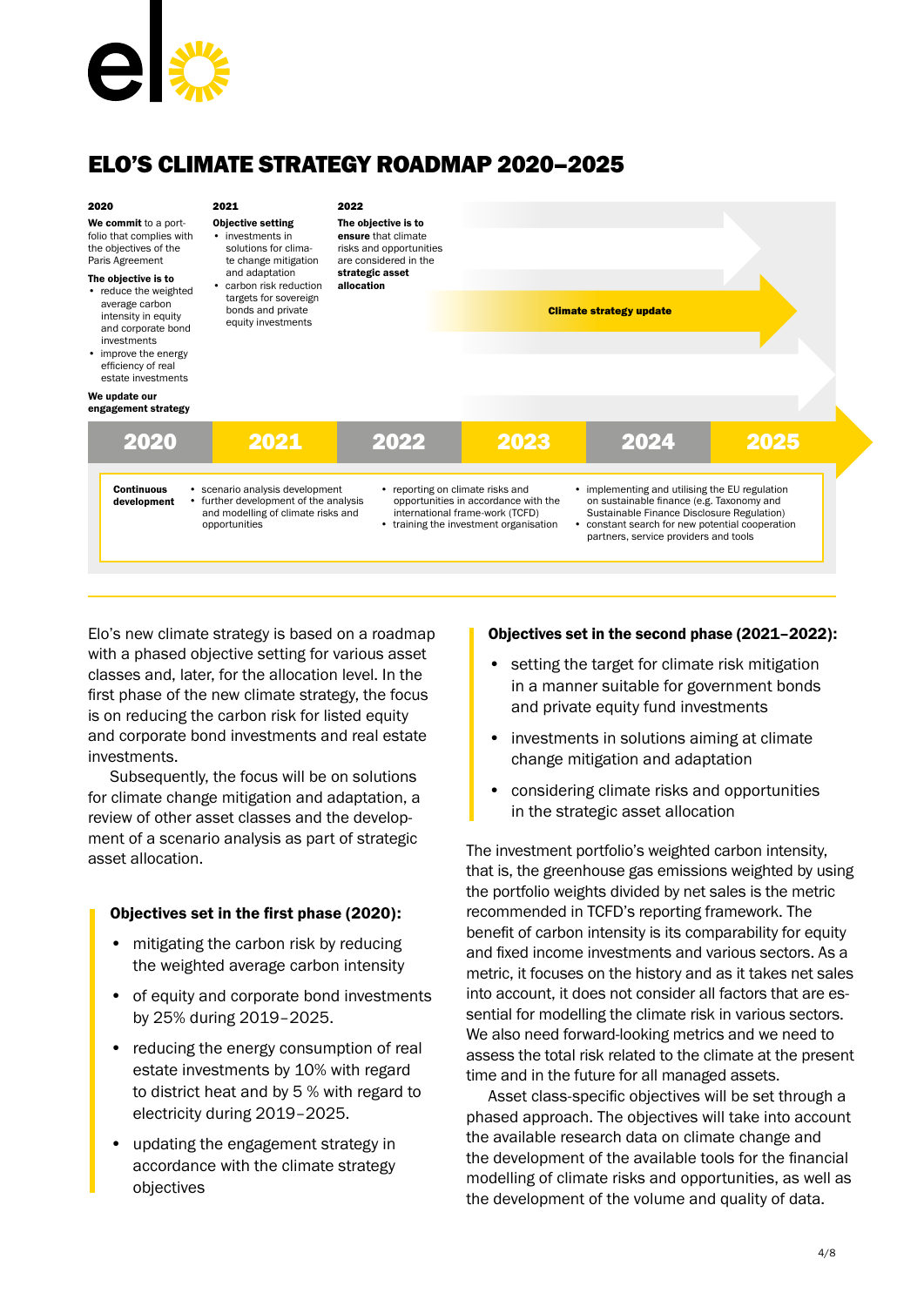# ELO'S CLIMATE STRATEGY ROADMAP 2020–2025

**2020**

**We commit** to a portfolio that complies with the objectives of the Paris Agreement

**The objective is to**
- reduce the weighted average carbon intensity in equity and corporate bond investments
- improve the energy efficiency of real estate investments

**We update our engagement strategy**

**2021**

**Objective setting**
- investments in solutions for climate change mitigation and adaptation
- carbon risk reduction targets for sovereign bonds and private equity investments

**2022**

**The objective is to ensure** that climate risks and opportunities are considered in the **strategic asset allocation**

**Climate strategy update**

| 2020 | 2021 | 2022 | 2023 | 2024 | 2025 |
|---|---|---|---|---|---|

**Continuous development**
- scenario analysis development
- further development of the analysis and modelling of climate risks and opportunities
- reporting on climate risks and opportunities in accordance with the international frame-work (TCFD)
- training the investment organisation
- implementing and utilising the EU regulation on sustainable finance (e.g. Taxonomy and Sustainable Finance Disclosure Regulation)
- constant search for new potential cooperation partners, service providers and tools

Elo's new climate strategy is based on a roadmap with a phased objective setting for various asset classes and, later, for the allocation level. In the first phase of the new climate strategy, the focus is on reducing the carbon risk for listed equity and corporate bond investments and real estate investments.

Subsequently, the focus will be on solutions for climate change mitigation and adaptation, a review of other asset classes and the development of a scenario analysis as part of strategic asset allocation.

**Objectives set in the first phase (2020):**

- mitigating the carbon risk by reducing the weighted average carbon intensity
- of equity and corporate bond investments by 25% during 2019–2025.
- reducing the energy consumption of real estate investments by 10% with regard to district heat and by 5 % with regard to electricity during 2019–2025.
- updating the engagement strategy in accordance with the climate strategy objectives

**Objectives set in the second phase (2021–2022):**

- setting the target for climate risk mitigation in a manner suitable for government bonds and private equity fund investments
- investments in solutions aiming at climate change mitigation and adaptation
- considering climate risks and opportunities in the strategic asset allocation

The investment portfolio's weighted carbon intensity, that is, the greenhouse gas emissions weighted by using the portfolio weights divided by net sales is the metric recommended in TCFD's reporting framework. The benefit of carbon intensity is its comparability for equity and fixed income investments and various sectors. As a metric, it focuses on the history and as it takes net sales into account, it does not consider all factors that are essential for modelling the climate risk in various sectors. We also need forward-looking metrics and we need to assess the total risk related to the climate at the present time and in the future for all managed assets.

Asset class-specific objectives will be set through a phased approach. The objectives will take into account the available research data on climate change and the development of the available tools for the financial modelling of climate risks and opportunities, as well as the development of the volume and quality of data.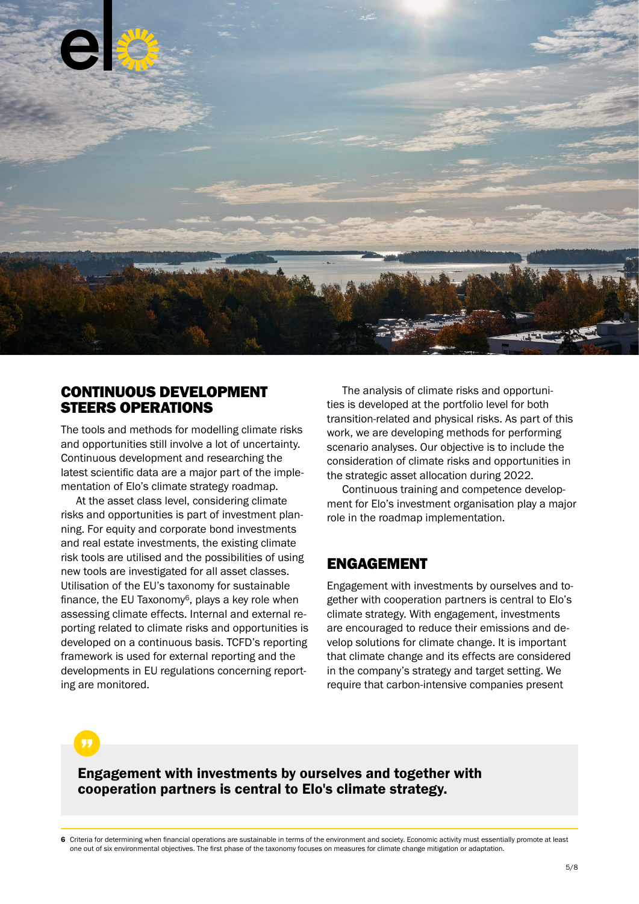## CONTINUOUS DEVELOPMENT STEERS OPERATIONS

The tools and methods for modelling climate risks and opportunities still involve a lot of uncertainty. Continuous development and researching the latest scientific data are a major part of the implementation of Elo's climate strategy roadmap.

At the asset class level, considering climate risks and opportunities is part of investment planning. For equity and corporate bond investments and real estate investments, the existing climate risk tools are utilised and the possibilities of using new tools are investigated for all asset classes. Utilisation of the EU's taxonomy for sustainable finance, the EU Taxonomy[6], plays a key role when assessing climate effects. Internal and external reporting related to climate risks and opportunities is developed on a continuous basis. TCFD's reporting framework is used for external reporting and the developments in EU regulations concerning reporting are monitored.

The analysis of climate risks and opportunities is developed at the portfolio level for both transition-related and physical risks. As part of this work, we are developing methods for performing scenario analyses. Our objective is to include the consideration of climate risks and opportunities in the strategic asset allocation during 2022.

Continuous training and competence development for Elo's investment organisation play a major role in the roadmap implementation.

## ENGAGEMENT

Engagement with investments by ourselves and together with cooperation partners is central to Elo's climate strategy. With engagement, investments are encouraged to reduce their emissions and develop solutions for climate change. It is important that climate change and its effects are considered in the company's strategy and target setting. We require that carbon-intensive companies present

> **Engagement with investments by ourselves and together with cooperation partners is central to Elo's climate strategy.**

6 Criteria for determining when financial operations are sustainable in terms of the environment and society. Economic activity must essentially promote at least one out of six environmental objectives. The first phase of the taxonomy focuses on measures for climate change mitigation or adaptation.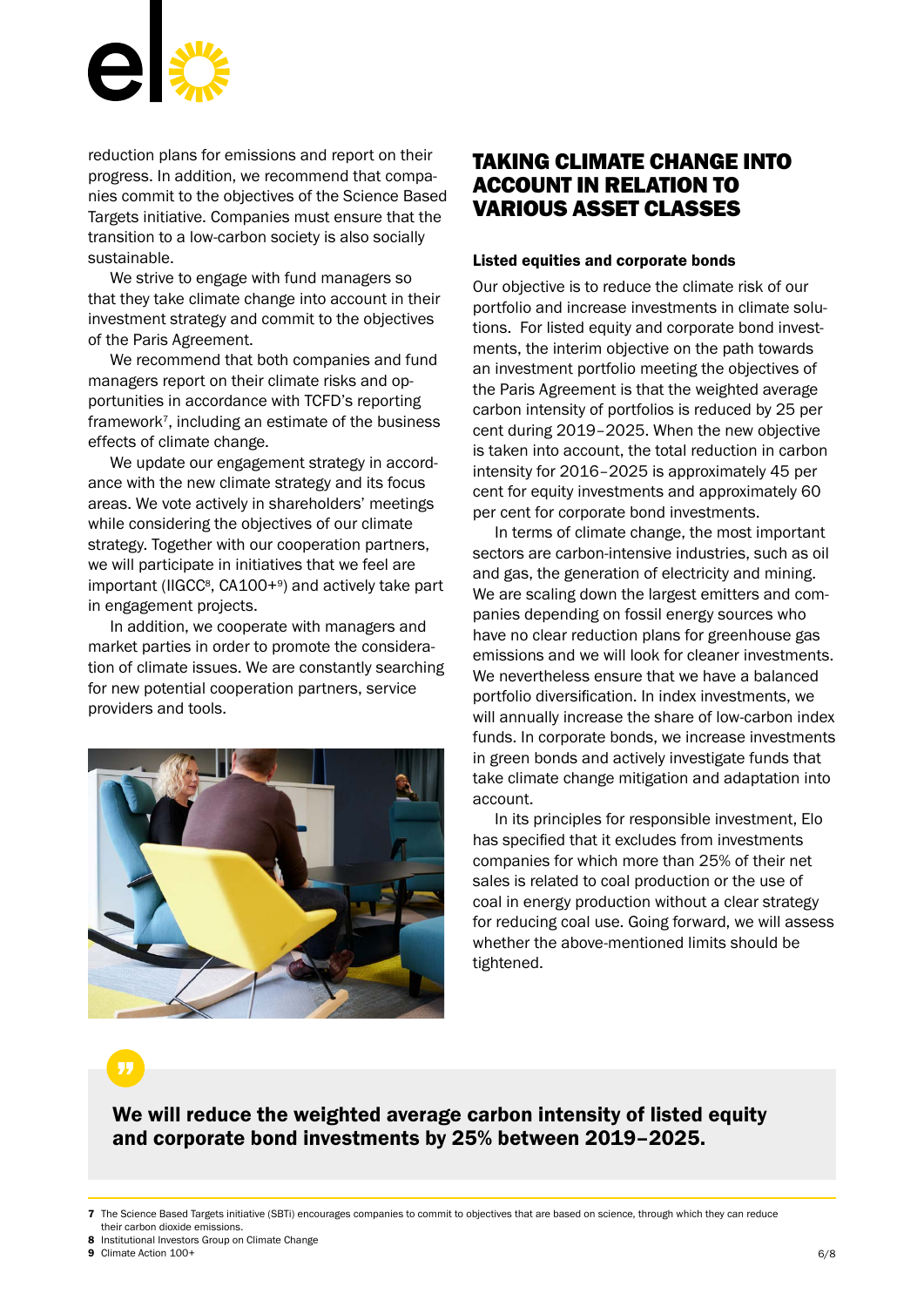reduction plans for emissions and report on their progress. In addition, we recommend that companies commit to the objectives of the Science Based Targets initiative. Companies must ensure that the transition to a low-carbon society is also socially sustainable.

We strive to engage with fund managers so that they take climate change into account in their investment strategy and commit to the objectives of the Paris Agreement.

We recommend that both companies and fund managers report on their climate risks and opportunities in accordance with TCFD's reporting framework[7], including an estimate of the business effects of climate change.

We update our engagement strategy in accordance with the new climate strategy and its focus areas. We vote actively in shareholders' meetings while considering the objectives of our climate strategy. Together with our cooperation partners, we will participate in initiatives that we feel are important (IIGCC[8], CA100+[9]) and actively take part in engagement projects.

In addition, we cooperate with managers and market parties in order to promote the consideration of climate issues. We are constantly searching for new potential cooperation partners, service providers and tools.

## TAKING CLIMATE CHANGE INTO ACCOUNT IN RELATION TO VARIOUS ASSET CLASSES

### Listed equities and corporate bonds

Our objective is to reduce the climate risk of our portfolio and increase investments in climate solutions. For listed equity and corporate bond investments, the interim objective on the path towards an investment portfolio meeting the objectives of the Paris Agreement is that the weighted average carbon intensity of portfolios is reduced by 25 per cent during 2019–2025. When the new objective is taken into account, the total reduction in carbon intensity for 2016–2025 is approximately 45 per cent for equity investments and approximately 60 per cent for corporate bond investments.

In terms of climate change, the most important sectors are carbon-intensive industries, such as oil and gas, the generation of electricity and mining. We are scaling down the largest emitters and companies depending on fossil energy sources who have no clear reduction plans for greenhouse gas emissions and we will look for cleaner investments. We nevertheless ensure that we have a balanced portfolio diversification. In index investments, we will annually increase the share of low-carbon index funds. In corporate bonds, we increase investments in green bonds and actively investigate funds that take climate change mitigation and adaptation into account.

In its principles for responsible investment, Elo has specified that it excludes from investments companies for which more than 25% of their net sales is related to coal production or the use of coal in energy production without a clear strategy for reducing coal use. Going forward, we will assess whether the above-mentioned limits should be tightened.

**We will reduce the weighted average carbon intensity of listed equity and corporate bond investments by 25% between 2019–2025.**

---

**7** The Science Based Targets initiative (SBTi) encourages companies to commit to objectives that are based on science, through which they can reduce their carbon dioxide emissions.
**8** Institutional Investors Group on Climate Change
**9** Climate Action 100+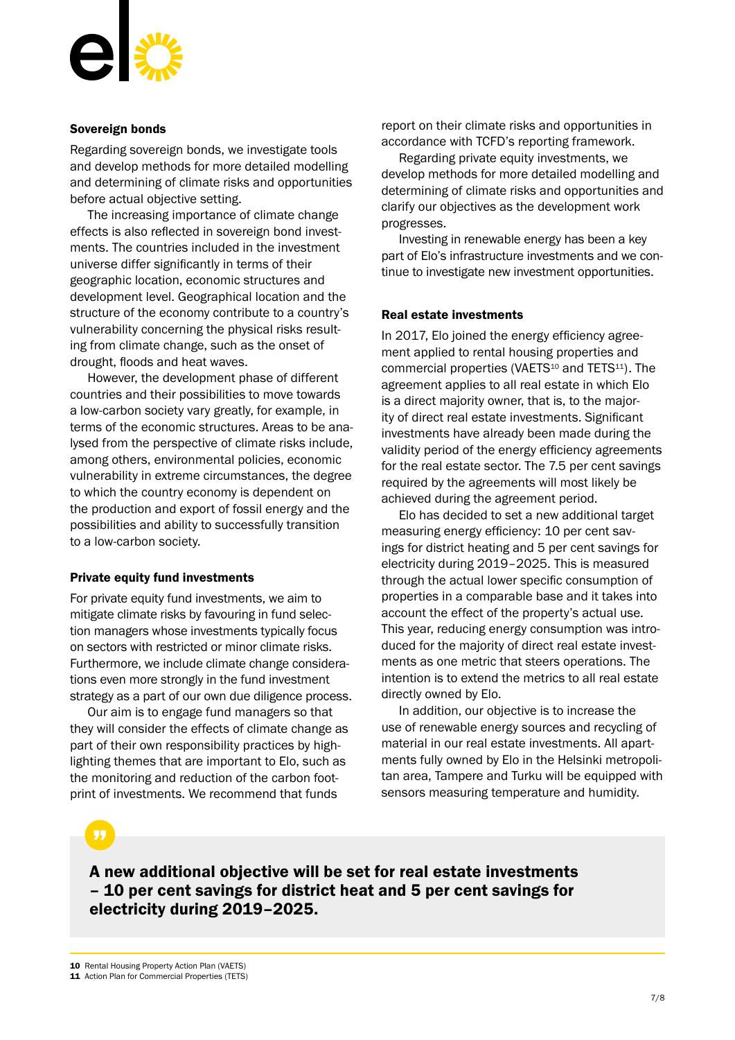### Sovereign bonds

Regarding sovereign bonds, we investigate tools and develop methods for more detailed modelling and determining of climate risks and opportunities before actual objective setting.

The increasing importance of climate change effects is also reflected in sovereign bond investments. The countries included in the investment universe differ significantly in terms of their geographic location, economic structures and development level. Geographical location and the structure of the economy contribute to a country's vulnerability concerning the physical risks resulting from climate change, such as the onset of drought, floods and heat waves.

However, the development phase of different countries and their possibilities to move towards a low-carbon society vary greatly, for example, in terms of the economic structures. Areas to be analysed from the perspective of climate risks include, among others, environmental policies, economic vulnerability in extreme circumstances, the degree to which the country economy is dependent on the production and export of fossil energy and the possibilities and ability to successfully transition to a low-carbon society.

### Private equity fund investments

For private equity fund investments, we aim to mitigate climate risks by favouring in fund selection managers whose investments typically focus on sectors with restricted or minor climate risks. Furthermore, we include climate change considerations even more strongly in the fund investment strategy as a part of our own due diligence process.

Our aim is to engage fund managers so that they will consider the effects of climate change as part of their own responsibility practices by highlighting themes that are important to Elo, such as the monitoring and reduction of the carbon footprint of investments. We recommend that funds report on their climate risks and opportunities in accordance with TCFD's reporting framework.

Regarding private equity investments, we develop methods for more detailed modelling and determining of climate risks and opportunities and clarify our objectives as the development work progresses.

Investing in renewable energy has been a key part of Elo's infrastructure investments and we continue to investigate new investment opportunities.

### Real estate investments

In 2017, Elo joined the energy efficiency agreement applied to rental housing properties and commercial properties (VAETS[10] and TETS[11]). The agreement applies to all real estate in which Elo is a direct majority owner, that is, to the majority of direct real estate investments. Significant investments have already been made during the validity period of the energy efficiency agreements for the real estate sector. The 7.5 per cent savings required by the agreements will most likely be achieved during the agreement period.

Elo has decided to set a new additional target measuring energy efficiency: 10 per cent savings for district heating and 5 per cent savings for electricity during 2019–2025. This is measured through the actual lower specific consumption of properties in a comparable base and it takes into account the effect of the property's actual use. This year, reducing energy consumption was introduced for the majority of direct real estate investments as one metric that steers operations. The intention is to extend the metrics to all real estate directly owned by Elo.

In addition, our objective is to increase the use of renewable energy sources and recycling of material in our real estate investments. All apartments fully owned by Elo in the Helsinki metropolitan area, Tampere and Turku will be equipped with sensors measuring temperature and humidity.

> **A new additional objective will be set for real estate investments – 10 per cent savings for district heat and 5 per cent savings for electricity during 2019–2025.**

---

**10** Rental Housing Property Action Plan (VAETS)
**11** Action Plan for Commercial Properties (TETS)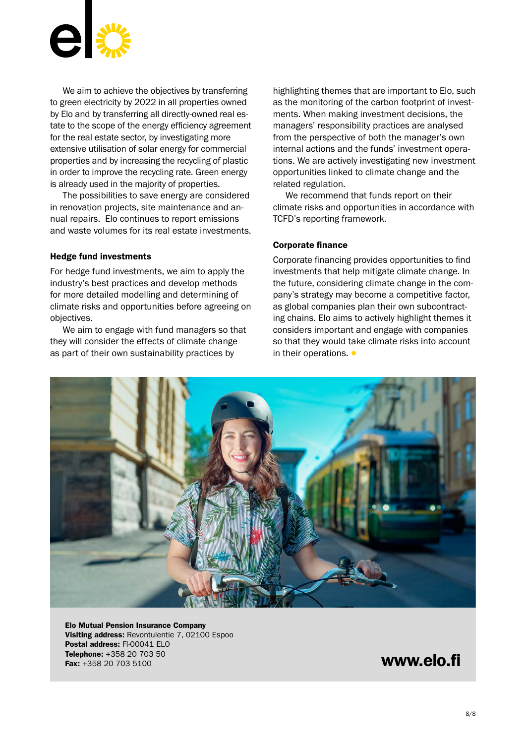We aim to achieve the objectives by transferring to green electricity by 2022 in all properties owned by Elo and by transferring all directly-owned real estate to the scope of the energy efficiency agreement for the real estate sector, by investigating more extensive utilisation of solar energy for commercial properties and by increasing the recycling of plastic in order to improve the recycling rate. Green energy is already used in the majority of properties.

The possibilities to save energy are considered in renovation projects, site maintenance and annual repairs. Elo continues to report emissions and waste volumes for its real estate investments.

### Hedge fund investments

For hedge fund investments, we aim to apply the industry's best practices and develop methods for more detailed modelling and determining of climate risks and opportunities before agreeing on objectives.

We aim to engage with fund managers so that they will consider the effects of climate change as part of their own sustainability practices by highlighting themes that are important to Elo, such as the monitoring of the carbon footprint of investments. When making investment decisions, the managers' responsibility practices are analysed from the perspective of both the manager's own internal actions and the funds' investment operations. We are actively investigating new investment opportunities linked to climate change and the related regulation.

We recommend that funds report on their climate risks and opportunities in accordance with TCFD's reporting framework.

### Corporate finance

Corporate financing provides opportunities to find investments that help mitigate climate change. In the future, considering climate change in the company's strategy may become a competitive factor, as global companies plan their own subcontracting chains. Elo aims to actively highlight themes it considers important and engage with companies so that they would take climate risks into account in their operations.

**Elo Mutual Pension Insurance Company**
**Visiting address:** Revontulentie 7, 02100 Espoo
**Postal address:** FI-00041 ELO
**Telephone:** +358 20 703 50
**Fax:** +358 20 703 5100

**www.elo.fi**